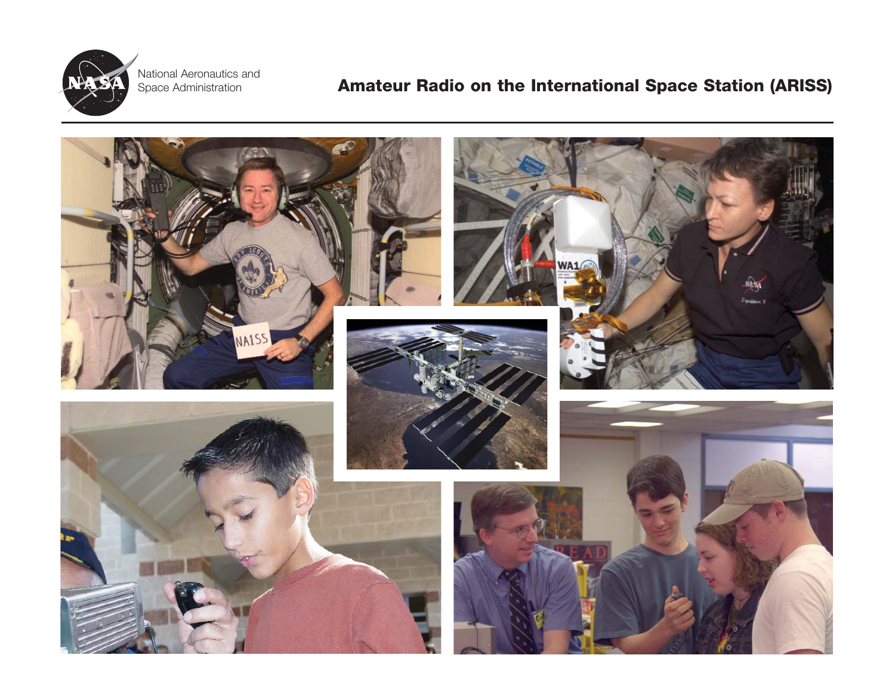National Aeronautics and Space Administration

# Amateur Radio on the International Space Station (ARISS)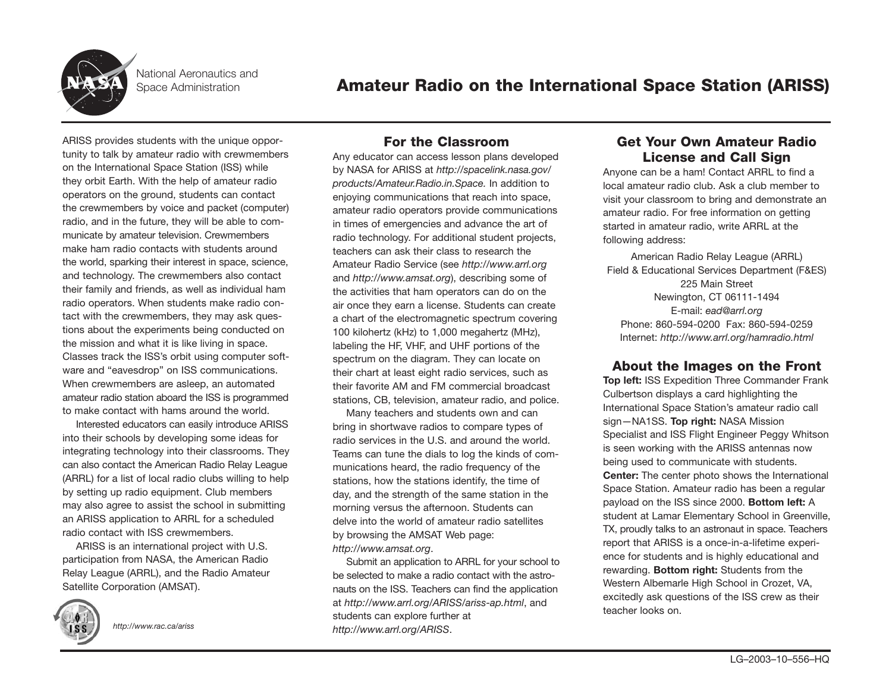National Aeronautics and Space Administration

# Amateur Radio on the International Space Station (ARISS)

ARISS provides students with the unique opportunity to talk by amateur radio with crewmembers on the International Space Station (ISS) while they orbit Earth. With the help of amateur radio operators on the ground, students can contact the crewmembers by voice and packet (computer) radio, and in the future, they will be able to communicate by amateur television. Crewmembers make ham radio contacts with students around the world, sparking their interest in space, science, and technology. The crewmembers also contact their family and friends, as well as individual ham radio operators. When students make radio contact with the crewmembers, they may ask questions about the experiments being conducted on the mission and what it is like living in space. Classes track the ISS's orbit using computer software and "eavesdrop" on ISS communications. When crewmembers are asleep, an automated amateur radio station aboard the ISS is programmed to make contact with hams around the world.

Interested educators can easily introduce ARISS into their schools by developing some ideas for integrating technology into their classrooms. They can also contact the American Radio Relay League (ARRL) for a list of local radio clubs willing to help by setting up radio equipment. Club members may also agree to assist the school in submitting an ARISS application to ARRL for a scheduled radio contact with ISS crewmembers.

ARISS is an international project with U.S. participation from NASA, the American Radio Relay League (ARRL), and the Radio Amateur Satellite Corporation (AMSAT).

*http://www.rac.ca/ariss*

## For the Classroom

Any educator can access lesson plans developed by NASA for ARISS at *http://spacelink.nasa.gov/products/Amateur.Radio.in.Space.* In addition to enjoying communications that reach into space, amateur radio operators provide communications in times of emergencies and advance the art of radio technology. For additional student projects, teachers can ask their class to research the Amateur Radio Service (see *http://www.arrl.org* and *http://www.amsat.org*), describing some of the activities that ham operators can do on the air once they earn a license. Students can create a chart of the electromagnetic spectrum covering 100 kilohertz (kHz) to 1,000 megahertz (MHz), labeling the HF, VHF, and UHF portions of the spectrum on the diagram. They can locate on their chart at least eight radio services, such as their favorite AM and FM commercial broadcast stations, CB, television, amateur radio, and police.

Many teachers and students own and can bring in shortwave radios to compare types of radio services in the U.S. and around the world. Teams can tune the dials to log the kinds of communications heard, the radio frequency of the stations, how the stations identify, the time of day, and the strength of the same station in the morning versus the afternoon. Students can delve into the world of amateur radio satellites by browsing the AMSAT Web page: *http://www.amsat.org*.

Submit an application to ARRL for your school to be selected to make a radio contact with the astronauts on the ISS. Teachers can find the application at *http://www.arrl.org/ARISS/ariss-ap.html*, and students can explore further at *http://www.arrl.org/ARISS*.

## Get Your Own Amateur Radio License and Call Sign

Anyone can be a ham! Contact ARRL to find a local amateur radio club. Ask a club member to visit your classroom to bring and demonstrate an amateur radio. For free information on getting started in amateur radio, write ARRL at the following address:

American Radio Relay League (ARRL)
Field & Educational Services Department (F&ES)
225 Main Street
Newington, CT 06111-1494
E-mail: *ead@arrl.org*
Phone: 860-594-0200 Fax: 860-594-0259
Internet: *http://www.arrl.org/hamradio.html*

## About the Images on the Front

**Top left:** ISS Expedition Three Commander Frank Culbertson displays a card highlighting the International Space Station's amateur radio call sign—NA1SS. **Top right:** NASA Mission Specialist and ISS Flight Engineer Peggy Whitson is seen working with the ARISS antennas now being used to communicate with students. **Center:** The center photo shows the International Space Station. Amateur radio has been a regular payload on the ISS since 2000. **Bottom left:** A student at Lamar Elementary School in Greenville, TX, proudly talks to an astronaut in space. Teachers report that ARISS is a once-in-a-lifetime experience for students and is highly educational and rewarding. **Bottom right:** Students from the Western Albemarle High School in Crozet, VA, excitedly ask questions of the ISS crew as their teacher looks on.

LG–2003–10–556–HQ